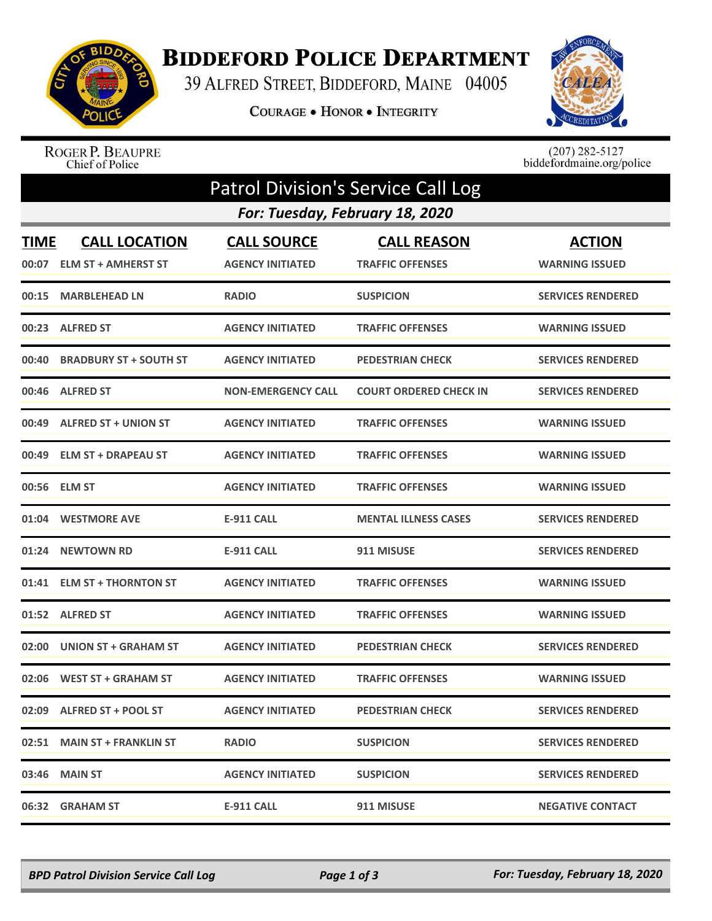# Biddeford Police Department

39 Alfred Street, Biddeford, Maine 04005

Courage • Honor • Integrity

Roger P. Beaupre
Chief of Police

(207) 282-5127
biddefordmaine.org/police

## Patrol Division's Service Call Log

### For: Tuesday, February 18, 2020

| TIME | CALL LOCATION | CALL SOURCE | CALL REASON | ACTION |
|---|---|---|---|---|
| 00:07 | ELM ST + AMHERST ST | AGENCY INITIATED | TRAFFIC OFFENSES | WARNING ISSUED |
| 00:15 | MARBLEHEAD LN | RADIO | SUSPICION | SERVICES RENDERED |
| 00:23 | ALFRED ST | AGENCY INITIATED | TRAFFIC OFFENSES | WARNING ISSUED |
| 00:40 | BRADBURY ST + SOUTH ST | AGENCY INITIATED | PEDESTRIAN CHECK | SERVICES RENDERED |
| 00:46 | ALFRED ST | NON-EMERGENCY CALL | COURT ORDERED CHECK IN | SERVICES RENDERED |
| 00:49 | ALFRED ST + UNION ST | AGENCY INITIATED | TRAFFIC OFFENSES | WARNING ISSUED |
| 00:49 | ELM ST + DRAPEAU ST | AGENCY INITIATED | TRAFFIC OFFENSES | WARNING ISSUED |
| 00:56 | ELM ST | AGENCY INITIATED | TRAFFIC OFFENSES | WARNING ISSUED |
| 01:04 | WESTMORE AVE | E-911 CALL | MENTAL ILLNESS CASES | SERVICES RENDERED |
| 01:24 | NEWTOWN RD | E-911 CALL | 911 MISUSE | SERVICES RENDERED |
| 01:41 | ELM ST + THORNTON ST | AGENCY INITIATED | TRAFFIC OFFENSES | WARNING ISSUED |
| 01:52 | ALFRED ST | AGENCY INITIATED | TRAFFIC OFFENSES | WARNING ISSUED |
| 02:00 | UNION ST + GRAHAM ST | AGENCY INITIATED | PEDESTRIAN CHECK | SERVICES RENDERED |
| 02:06 | WEST ST + GRAHAM ST | AGENCY INITIATED | TRAFFIC OFFENSES | WARNING ISSUED |
| 02:09 | ALFRED ST + POOL ST | AGENCY INITIATED | PEDESTRIAN CHECK | SERVICES RENDERED |
| 02:51 | MAIN ST + FRANKLIN ST | RADIO | SUSPICION | SERVICES RENDERED |
| 03:46 | MAIN ST | AGENCY INITIATED | SUSPICION | SERVICES RENDERED |
| 06:32 | GRAHAM ST | E-911 CALL | 911 MISUSE | NEGATIVE CONTACT |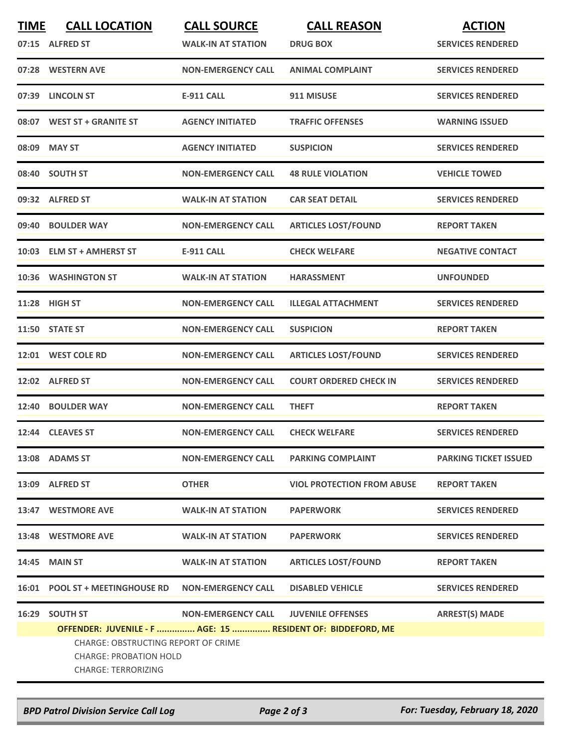| TIME | CALL LOCATION | CALL SOURCE | CALL REASON | ACTION |
|---|---|---|---|---|
| 07:15 | ALFRED ST | WALK-IN AT STATION | DRUG BOX | SERVICES RENDERED |
| 07:28 | WESTERN AVE | NON-EMERGENCY CALL | ANIMAL COMPLAINT | SERVICES RENDERED |
| 07:39 | LINCOLN ST | E-911 CALL | 911 MISUSE | SERVICES RENDERED |
| 08:07 | WEST ST + GRANITE ST | AGENCY INITIATED | TRAFFIC OFFENSES | WARNING ISSUED |
| 08:09 | MAY ST | AGENCY INITIATED | SUSPICION | SERVICES RENDERED |
| 08:40 | SOUTH ST | NON-EMERGENCY CALL | 48 RULE VIOLATION | VEHICLE TOWED |
| 09:32 | ALFRED ST | WALK-IN AT STATION | CAR SEAT DETAIL | SERVICES RENDERED |
| 09:40 | BOULDER WAY | NON-EMERGENCY CALL | ARTICLES LOST/FOUND | REPORT TAKEN |
| 10:03 | ELM ST + AMHERST ST | E-911 CALL | CHECK WELFARE | NEGATIVE CONTACT |
| 10:36 | WASHINGTON ST | WALK-IN AT STATION | HARASSMENT | UNFOUNDED |
| 11:28 | HIGH ST | NON-EMERGENCY CALL | ILLEGAL ATTACHMENT | SERVICES RENDERED |
| 11:50 | STATE ST | NON-EMERGENCY CALL | SUSPICION | REPORT TAKEN |
| 12:01 | WEST COLE RD | NON-EMERGENCY CALL | ARTICLES LOST/FOUND | SERVICES RENDERED |
| 12:02 | ALFRED ST | NON-EMERGENCY CALL | COURT ORDERED CHECK IN | SERVICES RENDERED |
| 12:40 | BOULDER WAY | NON-EMERGENCY CALL | THEFT | REPORT TAKEN |
| 12:44 | CLEAVES ST | NON-EMERGENCY CALL | CHECK WELFARE | SERVICES RENDERED |
| 13:08 | ADAMS ST | NON-EMERGENCY CALL | PARKING COMPLAINT | PARKING TICKET ISSUED |
| 13:09 | ALFRED ST | OTHER | VIOL PROTECTION FROM ABUSE | REPORT TAKEN |
| 13:47 | WESTMORE AVE | WALK-IN AT STATION | PAPERWORK | SERVICES RENDERED |
| 13:48 | WESTMORE AVE | WALK-IN AT STATION | PAPERWORK | SERVICES RENDERED |
| 14:45 | MAIN ST | WALK-IN AT STATION | ARTICLES LOST/FOUND | REPORT TAKEN |
| 16:01 | POOL ST + MEETINGHOUSE RD | NON-EMERGENCY CALL | DISABLED VEHICLE | SERVICES RENDERED |
| 16:29 | SOUTH ST | NON-EMERGENCY CALL | JUVENILE OFFENSES | ARREST(S) MADE |

**OFFENDER: JUVENILE - F ............... AGE: 15 ............... RESIDENT OF: BIDDEFORD, ME**

CHARGE: OBSTRUCTING REPORT OF CRIME
CHARGE: PROBATION HOLD
CHARGE: TERRORIZING

*BPD Patrol Division Service Call Log* — *For: Tuesday, February 18, 2020*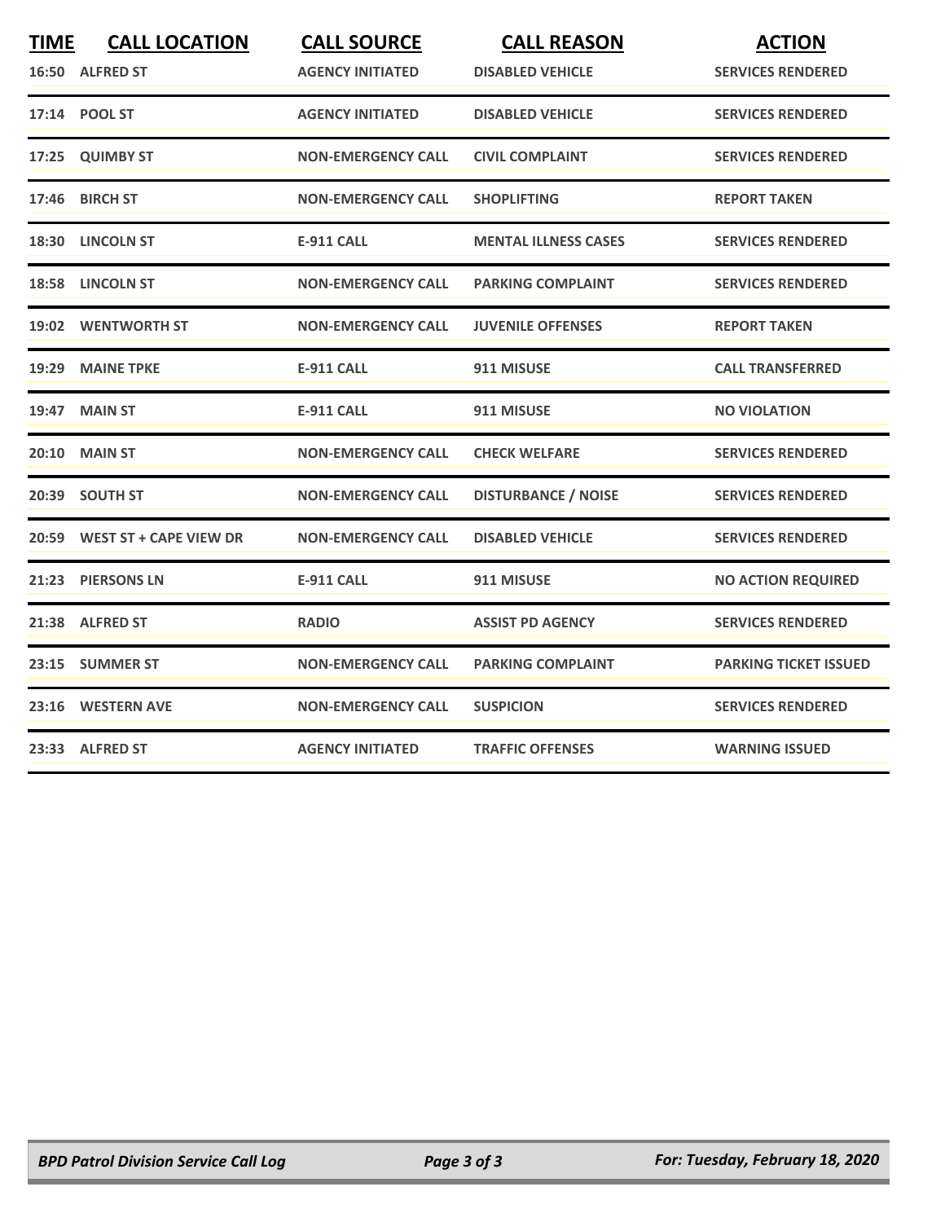| TIME | CALL LOCATION | CALL SOURCE | CALL REASON | ACTION |
|---|---|---|---|---|
| 16:50 | ALFRED ST | AGENCY INITIATED | DISABLED VEHICLE | SERVICES RENDERED |
| 17:14 | POOL ST | AGENCY INITIATED | DISABLED VEHICLE | SERVICES RENDERED |
| 17:25 | QUIMBY ST | NON-EMERGENCY CALL | CIVIL COMPLAINT | SERVICES RENDERED |
| 17:46 | BIRCH ST | NON-EMERGENCY CALL | SHOPLIFTING | REPORT TAKEN |
| 18:30 | LINCOLN ST | E-911 CALL | MENTAL ILLNESS CASES | SERVICES RENDERED |
| 18:58 | LINCOLN ST | NON-EMERGENCY CALL | PARKING COMPLAINT | SERVICES RENDERED |
| 19:02 | WENTWORTH ST | NON-EMERGENCY CALL | JUVENILE OFFENSES | REPORT TAKEN |
| 19:29 | MAINE TPKE | E-911 CALL | 911 MISUSE | CALL TRANSFERRED |
| 19:47 | MAIN ST | E-911 CALL | 911 MISUSE | NO VIOLATION |
| 20:10 | MAIN ST | NON-EMERGENCY CALL | CHECK WELFARE | SERVICES RENDERED |
| 20:39 | SOUTH ST | NON-EMERGENCY CALL | DISTURBANCE / NOISE | SERVICES RENDERED |
| 20:59 | WEST ST + CAPE VIEW DR | NON-EMERGENCY CALL | DISABLED VEHICLE | SERVICES RENDERED |
| 21:23 | PIERSONS LN | E-911 CALL | 911 MISUSE | NO ACTION REQUIRED |
| 21:38 | ALFRED ST | RADIO | ASSIST PD AGENCY | SERVICES RENDERED |
| 23:15 | SUMMER ST | NON-EMERGENCY CALL | PARKING COMPLAINT | PARKING TICKET ISSUED |
| 23:16 | WESTERN AVE | NON-EMERGENCY CALL | SUSPICION | SERVICES RENDERED |
| 23:33 | ALFRED ST | AGENCY INITIATED | TRAFFIC OFFENSES | WARNING ISSUED |